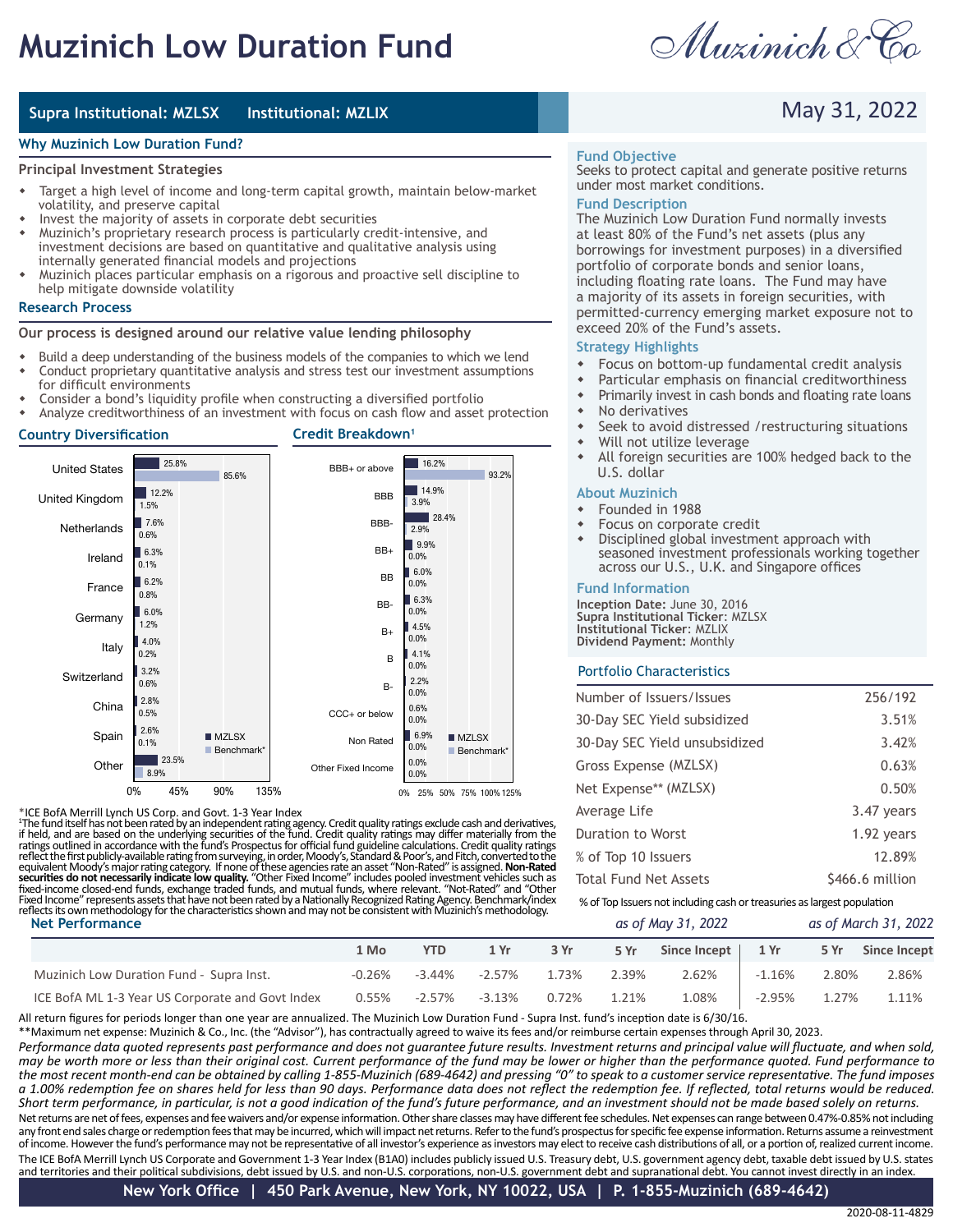# Muzinich Low Duration Fund

Muzinich & Co

**Supra Institutional: MZLSX** **Institutional: MZLIX**

May 31, 2022

## Why Muzinich Low Duration Fund?

### Principal Investment Strategies

- Target a high level of income and long-term capital growth, maintain below-market volatility, and preserve capital
- Invest the majority of assets in corporate debt securities
- Muzinich's proprietary research process is particularly credit-intensive, and investment decisions are based on quantitative and qualitative analysis using internally generated financial models and projections
- Muzinich places particular emphasis on a rigorous and proactive sell discipline to help mitigate downside volatility

## Research Process

**Our process is designed around our relative value lending philosophy**

- Build a deep understanding of the business models of the companies to which we lend
- Conduct proprietary quantitative analysis and stress test our investment assumptions for difficult environments
- Consider a bond's liquidity profile when constructing a diversified portfolio
- Analyze creditworthiness of an investment with focus on cash flow and asset protection

## Country Diversification

| Country | MZLSX | Benchmark* |
|---|---|---|
| United States | 25.8% | 85.6% |
| United Kingdom | 12.2% | 1.5% |
| Netherlands | 7.6% | 0.6% |
| Ireland | 6.3% | 0.1% |
| France | 6.2% | 0.8% |
| Germany | 6.0% | 1.2% |
| Italy | 4.0% | 0.2% |
| Switzerland | 3.2% | 0.6% |
| China | 2.8% | 0.5% |
| Spain | 2.6% | 0.1% |
| Other | 23.5% | 8.9% |

## Credit Breakdown[1]

| Rating | MZLSX | Benchmark* |
|---|---|---|
| BBB+ or above | 16.2% | 93.2% |
| BBB | 14.9% | 3.9% |
| BBB- | 28.4% | 2.9% |
| BB+ | 9.9% | 0.0% |
| BB | 6.0% | 0.0% |
| BB- | 6.3% | 0.0% |
| B+ | 4.5% | 0.0% |
| B | 4.1% | 0.0% |
| B- | 2.2% | 0.0% |
| CCC+ or below | 0.6% | 0.0% |
| Non Rated | 6.9% | 0.0% |
| Other Fixed Income | 0.0% | 0.0% |

*ICE BofA Merrill Lynch US Corp. and Govt. 1-3 Year Index

[1]The fund itself has not been rated by an independent rating agency. Credit quality ratings exclude cash and derivatives, if held, and are based on the underlying securities of the fund. Credit quality ratings may differ materially from the ratings outlined in accordance with the fund's Prospectus for official fund guideline calculations. Credit quality ratings reflect the first publicly-available rating from surveying, in order, Moody's, Standard & Poor's, and Fitch, converted to the equivalent Moody's major rating category. If none of these agencies rate an asset "Non-Rated" is assigned. **Non-Rated securities do not necessarily indicate low quality.** "Other Fixed Income" includes pooled investment vehicles such as fixed-income closed-end funds, exchange traded funds, and mutual funds, where relevant. "Not-Rated" and "Other Fixed Income" represents assets that have not been rated by a Nationally Recognized Rating Agency. Benchmark/index reflects its own methodology for the characteristics shown and may not be consistent with Muzinich's methodology.

## Fund Objective

Seeks to protect capital and generate positive returns under most market conditions.

## Fund Description

The Muzinich Low Duration Fund normally invests at least 80% of the Fund's net assets (plus any borrowings for investment purposes) in a diversified portfolio of corporate bonds and senior loans, including floating rate loans. The Fund may have a majority of its assets in foreign securities, with permitted-currency emerging market exposure not to exceed 20% of the Fund's assets.

## Strategy Highlights

- Focus on bottom-up fundamental credit analysis
- Particular emphasis on financial creditworthiness
- Primarily invest in cash bonds and floating rate loans
- No derivatives
- Seek to avoid distressed /restructuring situations
- Will not utilize leverage
- All foreign securities are 100% hedged back to the U.S. dollar

## About Muzinich

- Founded in 1988
- Focus on corporate credit
- Disciplined global investment approach with seasoned investment professionals working together across our U.S., U.K. and Singapore offices

## Fund Information

**Inception Date:** June 30, 2016
**Supra Institutional Ticker**: MZLSX
**Institutional Ticker**: MZLIX
**Dividend Payment:** Monthly

## Portfolio Characteristics

| | |
|---|---|
| Number of Issuers/Issues | 256/192 |
| 30-Day SEC Yield subsidized | 3.51% |
| 30-Day SEC Yield unsubsidized | 3.42% |
| Gross Expense (MZLSX) | 0.63% |
| Net Expense** (MZLSX) | 0.50% |
| Average Life | 3.47 years |
| Duration to Worst | 1.92 years |
| % of Top 10 Issuers | 12.89% |
| Total Fund Net Assets | $466.6 million |

% of Top Issuers not including cash or treasuries as largest population

## Net Performance

| | as of May 31, 2022 | | | | | | as of March 31, 2022 | | |
|---|---|---|---|---|---|---|---|---|---|
| | 1 Mo | YTD | 1 Yr | 3 Yr | 5 Yr | Since Incept | 1 Yr | 5 Yr | Since Incept |
| Muzinich Low Duration Fund - Supra Inst. | -0.26% | -3.44% | -2.57% | 1.73% | 2.39% | 2.62% | -1.16% | 2.80% | 2.86% |
| ICE BofA ML 1-3 Year US Corporate and Govt Index | 0.55% | -2.57% | -3.13% | 0.72% | 1.21% | 1.08% | -2.95% | 1.27% | 1.11% |

All return figures for periods longer than one year are annualized. The Muzinich Low Duration Fund - Supra Inst. fund's inception date is 6/30/16.

**Maximum net expense: Muzinich & Co., Inc. (the "Advisor"), has contractually agreed to waive its fees and/or reimburse certain expenses through April 30, 2023.

*Performance data quoted represents past performance and does not guarantee future results. Investment returns and principal value will fluctuate, and when sold, may be worth more or less than their original cost. Current performance of the fund may be lower or higher than the performance quoted. Fund performance to the most recent month-end can be obtained by calling 1-855-Muzinich (689-4642) and pressing "0" to speak to a customer service representative. The fund imposes a 1.00% redemption fee on shares held for less than 90 days. Performance data does not reflect the redemption fee. If reflected, total returns would be reduced. Short term performance, in particular, is not a good indication of the fund's future performance, and an investment should not be made based solely on returns.*

Net returns are net of fees, expenses and fee waivers and/or expense information. Other share classes may have different fee schedules. Net expenses can range between 0.47%-0.85% not including any front end sales charge or redemption fees that may be incurred, which will impact net returns. Refer to the fund's prospectus for specific fee expense information. Returns assume a reinvestment of income. However the fund's performance may not be representative of all investor's experience as investors may elect to receive cash distributions of all, or a portion of, realized current income.

The ICE BofA Merrill Lynch US Corporate and Government 1-3 Year Index (B1A0) includes publicly issued U.S. Treasury debt, U.S. government agency debt, taxable debt issued by U.S. states and territories and their political subdivisions, debt issued by U.S. and non-U.S. corporations, non-U.S. government debt and supranational debt. You cannot invest directly in an index.

**New York Office | 450 Park Avenue, New York, NY 10022, USA | P. 1-855-Muzinich (689-4642)**

2020-08-11-4829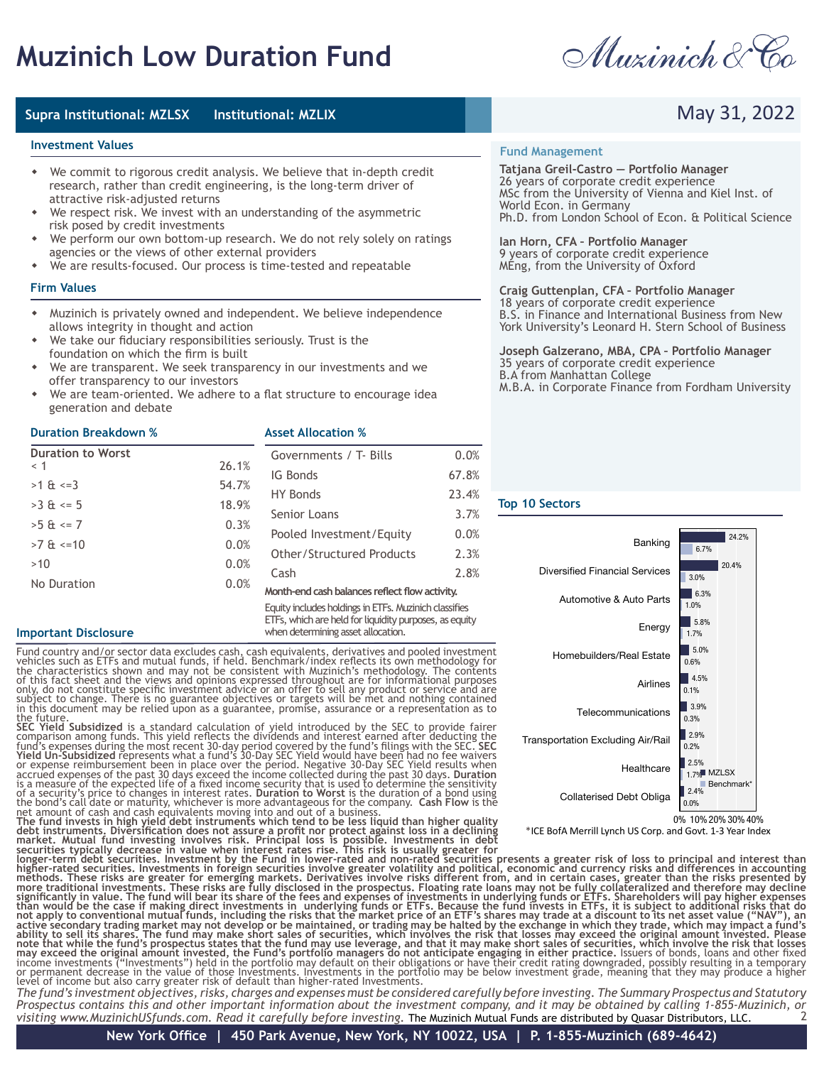# Muzinich Low Duration Fund

Muzinich & Co

**Supra Institutional: MZLSX** **Institutional: MZLIX**

May 31, 2022

## Investment Values

- We commit to rigorous credit analysis. We believe that in-depth credit research, rather than credit engineering, is the long-term driver of attractive risk-adjusted returns
- We respect risk. We invest with an understanding of the asymmetric risk posed by credit investments
- We perform our own bottom-up research. We do not rely solely on ratings agencies or the views of other external providers
- We are results-focused. Our process is time-tested and repeatable

## Firm Values

- Muzinich is privately owned and independent. We believe independence allows integrity in thought and action
- We take our fiduciary responsibilities seriously. Trust is the foundation on which the firm is built
- We are transparent. We seek transparency in our investments and we offer transparency to our investors
- We are team-oriented. We adhere to a flat structure to encourage idea generation and debate

## Duration Breakdown %

| Duration to Worst | |
|---|---|
| < 1 | 26.1% |
| >1 & <=3 | 54.7% |
| >3 & <= 5 | 18.9% |
| >5 & <= 7 | 0.3% |
| >7 & <=10 | 0.0% |
| >10 | 0.0% |
| No Duration | 0.0% |

## Asset Allocation %

| | |
|---|---|
| Governments / T- Bills | 0.0% |
| IG Bonds | 67.8% |
| HY Bonds | 23.4% |
| Senior Loans | 3.7% |
| Pooled Investment/Equity | 0.0% |
| Other/Structured Products | 2.3% |
| Cash | 2.8% |

**Month-end cash balances reflect flow activity.**

Equity includes holdings in ETFs. Muzinich classifies ETFs, which are held for liquidity purposes, as equity when determining asset allocation.

## Fund Management

**Tatjana Greil-Castro — Portfolio Manager**
26 years of corporate credit experience
MSc from the University of Vienna and Kiel Inst. of World Econ. in Germany
Ph.D. from London School of Econ. & Political Science

**Ian Horn, CFA – Portfolio Manager**
9 years of corporate credit experience
MEng, from the University of Oxford

**Craig Guttenplan, CFA – Portfolio Manager**
18 years of corporate credit experience
B.S. in Finance and International Business from New York University's Leonard H. Stern School of Business

**Joseph Galzerano, MBA, CPA – Portfolio Manager**
35 years of corporate credit experience
B.A from Manhattan College
M.B.A. in Corporate Finance from Fordham University

## Top 10 Sectors

Banking 24.2% 6.7%
Diversified Financial Services 20.4% 3.0%
Automotive & Auto Parts 6.3% 1.0%
Energy 5.8% 1.7%
Homebuilders/Real Estate 5.0% 0.6%
Airlines 4.5% 0.1%
Telecommunications 3.9% 0.3%
Transportation Excluding Air/Rail 2.9% 0.2%
Healthcare 2.5% 1.7%
Collaterised Debt Obliga 2.4% 0.0%

MZLSX
Benchmark*

0% 10% 20% 30% 40%

*ICE BofA Merrill Lynch US Corp. and Govt. 1-3 Year Index

## Important Disclosure

Fund country and/or sector data excludes cash, cash equivalents, derivatives and pooled investment vehicles such as ETFs and mutual funds, if held. Benchmark/index reflects its own methodology for the characteristics shown and may not be consistent with Muzinich's methodology. The contents of this fact sheet and the views and opinions expressed throughout are for informational purposes only, do not constitute specific investment advice or an offer to sell any product or service and are subject to change. There is no guarantee objectives or targets will be met and nothing contained in this document may be relied upon as a guarantee, promise, assurance or a representation as to the future.

**SEC Yield Subsidized** is a standard calculation of yield introduced by the SEC to provide fairer comparison among funds. This yield reflects the dividends and interest earned after deducting the fund's expenses during the most recent 30-day period covered by the fund's filings with the SEC. **SEC Yield Un-Subsidized** represents what a fund's 30-Day SEC Yield would have been had no fee waivers or expense reimbursement been in place over the period. Negative 30-Day SEC Yield results when accrued expenses of the past 30 days exceed the income collected during the past 30 days. **Duration** is a measure of the expected life of a fixed income security that is used to determine the sensitivity of a security's price to changes in interest rates. **Duration to Worst** is the duration of a bond using the bond's call date or maturity, whichever is more advantageous for the company. **Cash Flow** is the net amount of cash and cash equivalents moving into and out of a business.

**The fund invests in high yield debt instruments which tend to be less liquid than higher quality debt instruments. Diversification does not assure a profit nor protect against loss in a declining market. Mutual fund investing involves risk. Principal loss is possible. Investments in debt securities typically decrease in value when interest rates rise. This risk is usually greater for longer-term debt securities. Investment by the Fund in lower-rated and non-rated securities presents a greater risk of loss to principal and interest than higher-rated securities. Investments in foreign securities involve greater volatility and political, economic and currency risks and differences in accounting methods. These risks are greater for emerging markets. Derivatives involve risks different from, and in certain cases, greater than the risks presented by more traditional investments. These risks are fully disclosed in the prospectus. Floating rate loans may not be fully collateralized and therefore may decline significantly in value. The fund will bear its share of the fees and expenses of investments in underlying funds or ETFs. Shareholders will pay higher expenses than would be the case if making direct investments in underlying funds or ETFs. Because the fund invests in ETFs, it is subject to additional risks that do not apply to conventional mutual funds, including the risks that the market price of an ETF's shares may trade at a discount to its net asset value ("NAV"), an active secondary trading market may not develop or be maintained, or trading may be halted by the exchange in which they trade, which may impact a fund's ability to sell its shares. The fund may make short sales of securities, which involves the risk that losses may exceed the original amount invested. Please note that while the fund's prospectus states that the fund may use leverage, and that it may make short sales of securities, which involve the risk that losses may exceed the original amount invested, the Fund's portfolio managers do not anticipate engaging in either practice.** Issuers of bonds, loans and other fixed income investments ("Investments") held in the portfolio may default on their obligations or have their credit rating downgraded, possibly resulting in a temporary or permanent decrease in the value of those Investments. Investments in the portfolio may be below investment grade, meaning that they may produce a higher level of income but also carry greater risk of default than higher-rated Investments.

*The fund's investment objectives, risks, charges and expenses must be considered carefully before investing. The Summary Prospectus and Statutory Prospectus contains this and other important information about the investment company, and it may be obtained by calling 1-855-Muzinich, or visiting www.MuzinichUSfunds.com. Read it carefully before investing.* The Muzinich Mutual Funds are distributed by Quasar Distributors, LLC.

**New York Office | 450 Park Avenue, New York, NY 10022, USA | P. 1-855-Muzinich (689-4642)**